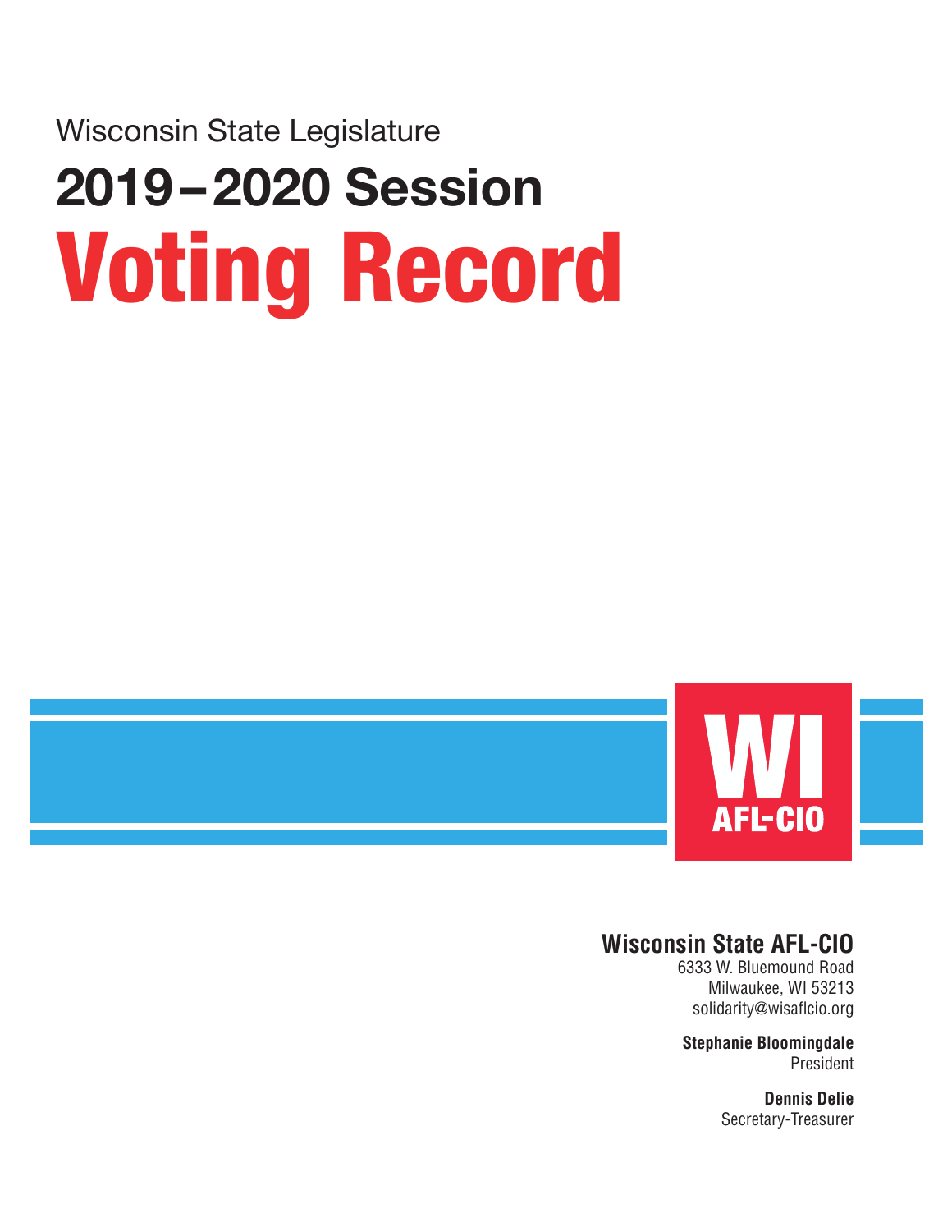Wisconsin State Legislature

# 2019–2020 Session

# Voting Record

WI AFL-CIO

**Wisconsin State AFL-CIO**
6333 W. Bluemound Road
Milwaukee, WI 53213
solidarity@wisaflcio.org

**Stephanie Bloomingdale**
President

**Dennis Delie**
Secretary-Treasurer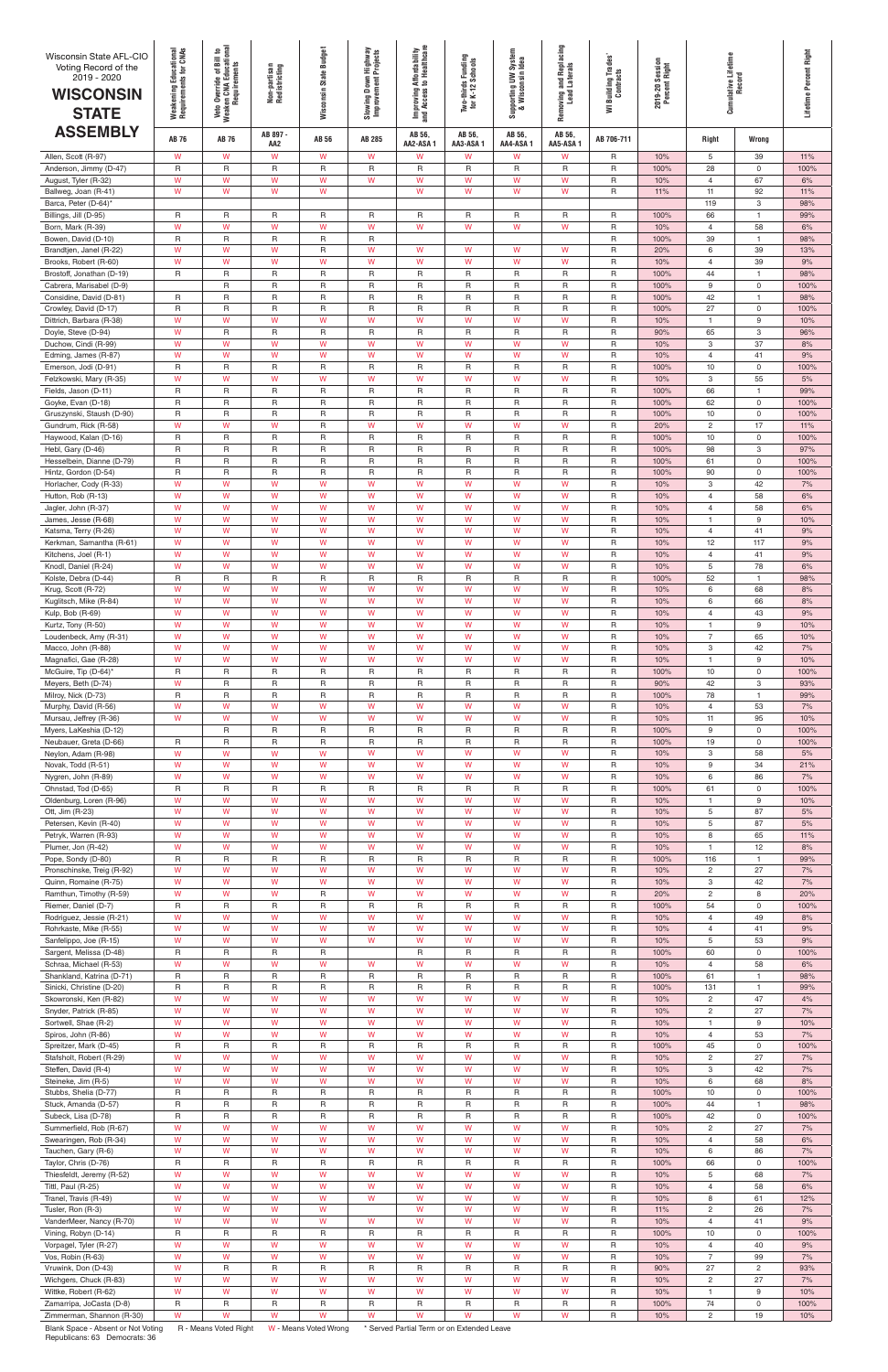# Wisconsin State AFL-CIO Voting Record of the 2019 - 2020

# WISCONSIN STATE ASSEMBLY

| | Weakening Educational Requirements for CNAs | Vote Override of Bill to Weaken CNA Educational Requirements | Non-partisan Redistricting | Wisconsin State Budget | Slowing Down Highway Improvement Projects | Improving Affordability and Access to Healthcare | Two-thirds Funding for K-12 Schools | Supporting UW System & Wisconsin Idea | Removing and Replacing Lead Laterals | WI Building Trades' Contracts | 2019-20 Session Percent Right | Cumulative Lifetime Record | | Lifetime Percent Right |
|---|---|---|---|---|---|---|---|---|---|---|---|---|---|---|
| | AB 76 | AB 76 | AB 897 - AA2 | AB 56 | AB 285 | AB 56, AA2-ASA 1 | AB 56, AA3-ASA 1 | AB 56, AA4-ASA 1 | AB 56, AA5-ASA 1 | AB 706-711 | | Right | Wrong | |
| Allen, Scott (R-97) | W | W | W | W | W | W | W | W | W | R | 10% | 5 | 39 | 11% |
| Anderson, Jimmy (D-47) | R | R | R | R | R | R | R | R | R | R | 100% | 28 | 0 | 100% |
| August, Tyler (R-32) | W | W | W | W | W | W | W | W | W | R | 10% | 4 | 67 | 6% |
| Ballweg, Joan (R-41) | W | W | W | W | | W | W | W | W | R | 11% | 11 | 92 | 11% |
| Barca, Peter (D-64)* | | | | | | | | | | | | 119 | 3 | 98% |
| Billings, Jill (D-95) | R | R | R | R | R | R | R | R | R | R | 100% | 66 | 1 | 99% |
| Born, Mark (R-39) | W | W | W | W | W | W | W | W | W | R | 10% | 4 | 58 | 6% |
| Bowen, David (D-10) | R | R | R | R | R | R | | | | R | 100% | 39 | 1 | 98% |
| Brandtjen, Janel (R-22) | W | W | W | R | W | W | W | W | W | R | 20% | 6 | 39 | 13% |
| Brooks, Robert (R-60) | W | W | W | W | W | W | W | W | W | R | 10% | 4 | 39 | 9% |
| Brostoff, Jonathan (D-19) | R | R | R | R | R | R | R | R | R | R | 100% | 44 | 1 | 98% |
| Cabrera, Marisabel (D-9) | | R | R | R | R | R | R | R | R | R | 100% | 9 | 0 | 100% |
| Considine, David (D-81) | R | R | R | R | R | R | R | R | R | R | 100% | 42 | 1 | 98% |
| Crowley, David (D-17) | R | R | R | R | R | R | R | R | R | R | 100% | 27 | 0 | 100% |
| Dittrich, Barbara (R-38) | W | W | W | W | W | W | W | W | W | R | 10% | 1 | 9 | 10% |
| Doyle, Steve (D-94) | W | R | R | R | R | R | R | R | R | R | 90% | 65 | 3 | 96% |
| Duchow, Cindi (R-99) | W | W | W | W | W | W | W | W | W | R | 10% | 3 | 37 | 8% |
| Edming, James (R-87) | W | W | W | W | W | W | W | W | W | R | 10% | 4 | 41 | 9% |
| Emerson, Jodi (D-91) | R | R | R | R | R | R | R | R | R | R | 100% | 10 | 0 | 100% |
| Felzkowski, Mary (R-35) | W | W | W | W | W | W | W | W | W | R | 10% | 3 | 55 | 5% |
| Fields, Jason (D-11) | R | R | R | R | R | R | R | R | R | R | 100% | 66 | 1 | 99% |
| Goyke, Evan (D-18) | R | R | R | R | R | R | R | R | R | R | 100% | 62 | 0 | 100% |
| Gruszynski, Staush (D-90) | R | R | R | R | R | R | R | R | R | R | 100% | 10 | 0 | 100% |
| Gundrum, Rick (R-58) | W | W | W | R | W | W | W | W | W | R | 20% | 2 | 17 | 11% |
| Haywood, Kalan (D-16) | R | R | R | R | R | R | R | R | R | R | 100% | 10 | 0 | 100% |
| Hebl, Gary (D-46) | R | R | R | R | R | R | R | R | R | R | 100% | 98 | 3 | 97% |
| Hesselbein, Dianne (D-79) | R | R | R | R | R | R | R | R | R | R | 100% | 61 | 0 | 100% |
| Hintz, Gordon (D-54) | R | R | R | R | R | R | R | R | R | R | 100% | 90 | 0 | 100% |
| Horlacher, Cody (R-33) | W | W | W | W | W | W | W | W | W | R | 10% | 3 | 42 | 7% |
| Hutton, Rob (R-13) | W | W | W | W | W | W | W | W | W | R | 10% | 4 | 58 | 6% |
| Jagler, John (R-37) | W | W | W | W | W | W | W | W | W | R | 10% | 4 | 58 | 6% |
| James, Jesse (R-68) | W | W | W | W | W | W | W | W | W | R | 10% | 1 | 9 | 10% |
| Katsma, Terry (R-26) | W | W | W | W | W | W | W | W | W | R | 10% | 4 | 41 | 9% |
| Kerkman, Samantha (R-61) | W | W | W | W | W | W | W | W | W | R | 10% | 12 | 117 | 9% |
| Kitchens, Joel (R-1) | W | W | W | W | W | W | W | W | W | R | 10% | 4 | 41 | 9% |
| Knodl, Daniel (R-24) | W | W | W | W | W | W | W | W | W | R | 10% | 5 | 78 | 6% |
| Kolste, Debra (D-44) | R | R | R | R | R | R | R | R | R | R | 100% | 52 | 1 | 98% |
| Krug, Scott (R-72) | W | W | W | W | W | W | W | W | W | R | 10% | 6 | 68 | 8% |
| Kuglitsch, Mike (R-84) | W | W | W | W | W | W | W | W | W | R | 10% | 6 | 66 | 8% |
| Kulp, Bob (R-69) | W | W | W | W | W | W | W | W | W | R | 10% | 4 | 43 | 9% |
| Kurtz, Tony (R-50) | W | W | W | W | W | W | W | W | W | R | 10% | 1 | 9 | 10% |
| Loudenbeck, Amy (R-31) | W | W | W | W | W | W | W | W | W | R | 10% | 7 | 65 | 10% |
| Macco, John (R-88) | W | W | W | W | W | W | W | W | W | R | 10% | 3 | 42 | 7% |
| Magnafici, Gae (R-28) | W | W | W | W | W | W | W | W | W | R | 10% | 1 | 9 | 10% |
| McGuire, Tip (D-64)* | R | R | R | R | R | R | R | R | R | R | 100% | 10 | 0 | 100% |
| Meyers, Beth (D-74) | W | R | R | R | R | R | R | R | R | R | 90% | 42 | 3 | 93% |
| Milroy, Nick (D-73) | R | R | R | R | R | R | R | R | R | R | 100% | 78 | 1 | 99% |
| Murphy, David (R-56) | W | W | W | W | W | W | W | W | W | R | 10% | 4 | 53 | 7% |
| Mursau, Jeffrey (R-36) | W | W | W | W | W | W | W | W | W | R | 10% | 11 | 95 | 10% |
| Myers, LaKeshia (D-12) | | R | R | R | R | R | R | R | R | R | 100% | 9 | 0 | 100% |
| Neubauer, Greta (D-66) | R | R | R | R | R | R | R | R | R | R | 100% | 19 | 0 | 100% |
| Neylon, Adam (R-98) | W | W | W | W | W | W | W | W | W | R | 10% | 3 | 58 | 5% |
| Novak, Todd (R-51) | W | W | W | W | W | W | W | W | W | R | 10% | 9 | 34 | 21% |
| Nygren, John (R-89) | W | W | W | W | W | W | W | W | W | R | 10% | 6 | 86 | 7% |
| Ohnstad, Tod (D-65) | R | R | R | R | R | R | R | R | R | R | 100% | 61 | 0 | 100% |
| Oldenburg, Loren (R-96) | W | W | W | W | W | W | W | W | W | R | 10% | 1 | 9 | 10% |
| Ott, Jim (R-23) | W | W | W | W | W | W | W | W | W | R | 10% | 5 | 87 | 5% |
| Petersen, Kevin (R-40) | W | W | W | W | W | W | W | W | W | R | 10% | 5 | 87 | 5% |
| Petryk, Warren (R-93) | W | W | W | W | W | W | W | W | W | R | 10% | 8 | 65 | 11% |
| Plumer, Jon (R-42) | W | W | W | W | W | W | W | W | W | R | 10% | 1 | 12 | 8% |
| Pope, Sondy (D-80) | R | R | R | R | R | R | R | R | R | R | 100% | 116 | 1 | 99% |
| Pronschinske, Treig (R-92) | W | W | W | W | W | W | W | W | W | R | 10% | 2 | 27 | 7% |
| Quinn, Romaine (R-75) | W | W | W | W | W | W | W | W | W | R | 10% | 3 | 42 | 7% |
| Ramthun, Timothy (R-59) | W | W | W | R | W | W | W | W | W | R | 20% | 2 | 8 | 20% |
| Riemer, Daniel (D-7) | R | R | R | R | R | R | R | R | R | R | 100% | 54 | 0 | 100% |
| Rodriguez, Jessie (R-21) | W | W | W | W | W | W | W | W | W | R | 10% | 4 | 49 | 8% |
| Rohrkaste, Mike (R-55) | W | W | W | W | W | W | W | W | W | R | 10% | 4 | 41 | 9% |
| Sanfelippo, Joe (R-15) | W | W | W | W | W | W | W | W | W | R | 10% | 5 | 53 | 9% |
| Sargent, Melissa (D-48) | R | R | R | R | | R | R | R | R | R | 100% | 60 | 0 | 100% |
| Schraa, Michael (R-53) | W | W | W | W | W | W | W | W | W | R | 10% | 4 | 58 | 6% |
| Shankland, Katrina (D-71) | R | R | R | R | R | R | R | R | R | R | 100% | 61 | 1 | 98% |
| Sinicki, Christine (D-20) | R | R | R | R | R | R | R | R | R | R | 100% | 131 | 1 | 99% |
| Skowronski, Ken (R-82) | W | W | W | W | W | W | W | W | W | R | 10% | 2 | 47 | 4% |
| Snyder, Patrick (R-85) | W | W | W | W | W | W | W | W | W | R | 10% | 2 | 27 | 7% |
| Sortwell, Shae (R-2) | W | W | W | W | W | W | W | W | W | R | 10% | 1 | 9 | 10% |
| Spiros, John (R-86) | W | W | W | W | W | W | W | W | W | R | 10% | 4 | 53 | 7% |
| Spreitzer, Mark (D-45) | R | R | R | R | R | R | R | R | R | R | 100% | 45 | 0 | 100% |
| Stafsholt, Robert (R-29) | W | W | W | W | W | W | W | W | W | R | 10% | 2 | 27 | 7% |
| Steffen, David (R-4) | W | W | W | W | W | W | W | W | W | R | 10% | 3 | 42 | 7% |
| Steineke, Jim (R-5) | W | W | W | W | W | W | W | W | W | R | 10% | 6 | 68 | 8% |
| Stubbs, Shelia (D-77) | R | R | R | R | R | R | R | R | R | R | 100% | 10 | 0 | 100% |
| Stuck, Amanda (D-57) | R | R | R | R | R | R | R | R | R | R | 100% | 44 | 1 | 98% |
| Subeck, Lisa (D-78) | R | R | R | R | R | R | R | R | R | R | 100% | 42 | 0 | 100% |
| Summerfield, Rob (R-67) | W | W | W | W | W | W | W | W | W | R | 10% | 2 | 27 | 7% |
| Swearingen, Rob (R-34) | W | W | W | W | W | W | W | W | W | R | 10% | 4 | 58 | 6% |
| Tauchen, Gary (R-6) | W | W | W | W | W | W | W | W | W | R | 10% | 6 | 86 | 7% |
| Taylor, Chris (D-76) | R | R | R | R | R | R | R | R | R | R | 100% | 66 | 0 | 100% |
| Thiesfeldt, Jeremy (R-52) | W | W | W | W | W | W | W | W | W | R | 10% | 5 | 68 | 7% |
| Tittl, Paul (R-25) | W | W | W | W | W | W | W | W | W | R | 10% | 4 | 58 | 6% |
| Tranel, Travis (R-49) | W | W | W | W | W | W | W | W | W | R | 10% | 8 | 61 | 12% |
| Tusler, Ron (R-3) | W | W | W | W | | W | W | W | W | R | 11% | 2 | 26 | 7% |
| VanderMeer, Nancy (R-70) | W | W | W | W | W | W | W | W | W | R | 10% | 4 | 41 | 9% |
| Vining, Robyn (D-14) | R | R | R | R | R | R | R | R | R | R | 100% | 10 | 0 | 100% |
| Vorpagel, Tyler (R-27) | W | W | W | W | W | W | W | W | W | R | 10% | 4 | 40 | 9% |
| Vos, Robin (R-63) | W | W | W | W | W | W | W | W | W | R | 10% | 7 | 99 | 7% |
| Vruwink, Don (D-43) | W | R | R | R | R | R | R | R | R | R | 90% | 27 | 2 | 93% |
| Wichgers, Chuck (R-83) | W | W | W | W | W | W | W | W | W | R | 10% | 2 | 27 | 7% |
| Wittke, Robert (R-62) | W | W | W | W | W | W | W | W | W | R | 10% | 1 | 9 | 10% |
| Zamarripa, JoCasta (D-8) | R | R | R | R | R | R | R | R | R | R | 100% | 74 | 0 | 100% |
| Zimmerman, Shannon (R-30) | W | W | W | W | W | W | W | W | W | R | 10% | 2 | 19 | 10% |

Blank Space - Absent or Not Voting   R - Means Voted Right   W - Means Voted Wrong   * Served Partial Term or on Extended Leave

Republicans: 63   Democrats: 36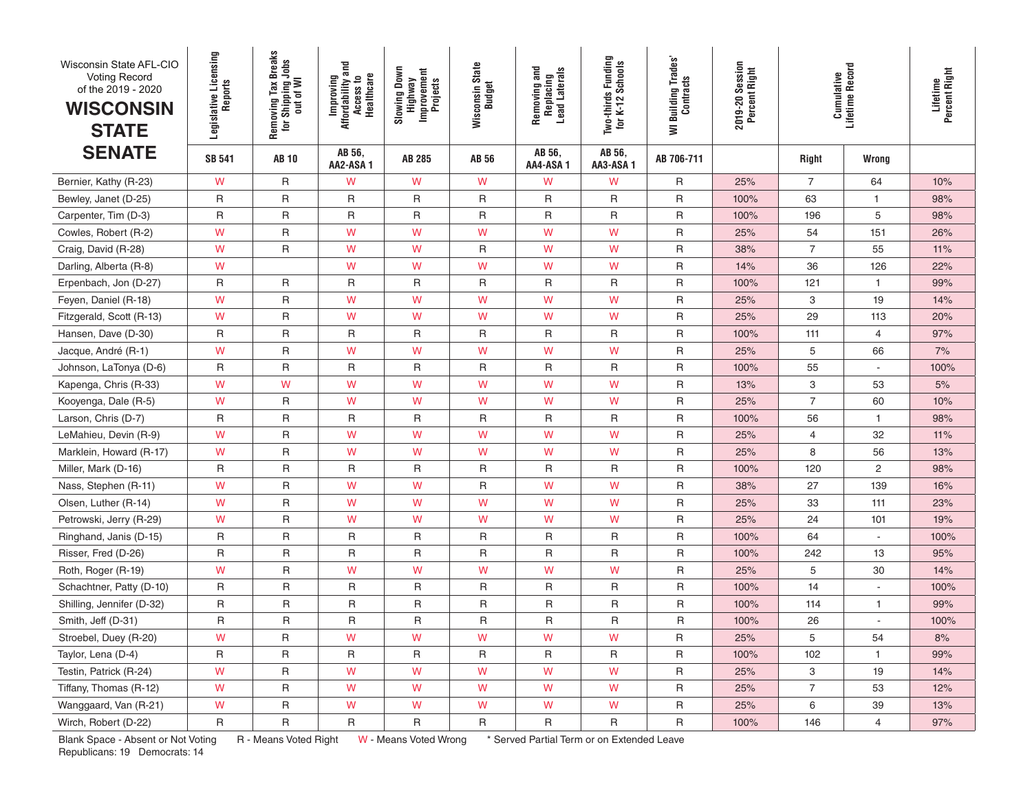| Wisconsin State AFL-CIO Voting Record of the 2019 - 2020 **WISCONSIN STATE SENATE** | Legislative Licensing Reports | Removing Tax Breaks for Shipping Jobs out of WI | Improving Affordability and Access to Healthcare | Slowing Down Highway Improvement Projects | Wisconsin State Budget | Removing and Replacing Lead Laterals | Two-thirds Funding for K-12 Schools | WI Building Trades' Contracts | 2019-20 Session Percent Right | Cumulative Lifetime Record | | Lifetime Percent Right |
|---|---|---|---|---|---|---|---|---|---|---|---|---|
| | SB 541 | AB 10 | AB 56, AA2-ASA 1 | AB 285 | AB 56 | AB 56, AA4-ASA 1 | AB 56, AA3-ASA 1 | AB 706-711 | | Right | Wrong | |
| Bernier, Kathy (R-23) | W | R | W | W | W | W | W | R | 25% | 7 | 64 | 10% |
| Bewley, Janet (D-25) | R | R | R | R | R | R | R | R | 100% | 63 | 1 | 98% |
| Carpenter, Tim (D-3) | R | R | R | R | R | R | R | R | 100% | 196 | 5 | 98% |
| Cowles, Robert (R-2) | W | R | W | W | W | W | W | R | 25% | 54 | 151 | 26% |
| Craig, David (R-28) | W | R | W | W | R | W | W | R | 38% | 7 | 55 | 11% |
| Darling, Alberta (R-8) | W | | W | W | W | W | W | R | 14% | 36 | 126 | 22% |
| Erpenbach, Jon (D-27) | R | R | R | R | R | R | R | R | 100% | 121 | 1 | 99% |
| Feyen, Daniel (R-18) | W | R | W | W | W | W | W | R | 25% | 3 | 19 | 14% |
| Fitzgerald, Scott (R-13) | W | R | W | W | W | W | W | R | 25% | 29 | 113 | 20% |
| Hansen, Dave (D-30) | R | R | R | R | R | R | R | R | 100% | 111 | 4 | 97% |
| Jacque, André (R-1) | W | R | W | W | W | W | W | R | 25% | 5 | 66 | 7% |
| Johnson, LaTonya (D-6) | R | R | R | R | R | R | R | R | 100% | 55 | - | 100% |
| Kapenga, Chris (R-33) | W | W | W | W | W | W | W | R | 13% | 3 | 53 | 5% |
| Kooyenga, Dale (R-5) | W | R | W | W | W | W | W | R | 25% | 7 | 60 | 10% |
| Larson, Chris (D-7) | R | R | R | R | R | R | R | R | 100% | 56 | 1 | 98% |
| LeMahieu, Devin (R-9) | W | R | W | W | W | W | W | R | 25% | 4 | 32 | 11% |
| Marklein, Howard (R-17) | W | R | W | W | W | W | W | R | 25% | 8 | 56 | 13% |
| Miller, Mark (D-16) | R | R | R | R | R | R | R | R | 100% | 120 | 2 | 98% |
| Nass, Stephen (R-11) | W | R | W | W | R | W | W | R | 38% | 27 | 139 | 16% |
| Olsen, Luther (R-14) | W | R | W | W | W | W | W | R | 25% | 33 | 111 | 23% |
| Petrowski, Jerry (R-29) | W | R | W | W | W | W | W | R | 25% | 24 | 101 | 19% |
| Ringhand, Janis (D-15) | R | R | R | R | R | R | R | R | 100% | 64 | - | 100% |
| Risser, Fred (D-26) | R | R | R | R | R | R | R | R | 100% | 242 | 13 | 95% |
| Roth, Roger (R-19) | W | R | W | W | W | W | W | R | 25% | 5 | 30 | 14% |
| Schachtner, Patty (D-10) | R | R | R | R | R | R | R | R | 100% | 14 | - | 100% |
| Shilling, Jennifer (D-32) | R | R | R | R | R | R | R | R | 100% | 114 | 1 | 99% |
| Smith, Jeff (D-31) | R | R | R | R | R | R | R | R | 100% | 26 | - | 100% |
| Stroebel, Duey (R-20) | W | R | W | W | W | W | W | R | 25% | 5 | 54 | 8% |
| Taylor, Lena (D-4) | R | R | R | R | R | R | R | R | 100% | 102 | 1 | 99% |
| Testin, Patrick (R-24) | W | R | W | W | W | W | W | R | 25% | 3 | 19 | 14% |
| Tiffany, Thomas (R-12) | W | R | W | W | W | W | W | R | 25% | 7 | 53 | 12% |
| Wanggaard, Van (R-21) | W | R | W | W | W | W | W | R | 25% | 6 | 39 | 13% |
| Wirch, Robert (D-22) | R | R | R | R | R | R | R | R | 100% | 146 | 4 | 97% |

Blank Space - Absent or Not Voting    R - Means Voted Right    W - Means Voted Wrong    * Served Partial Term or on Extended Leave

Republicans: 19  Democrats: 14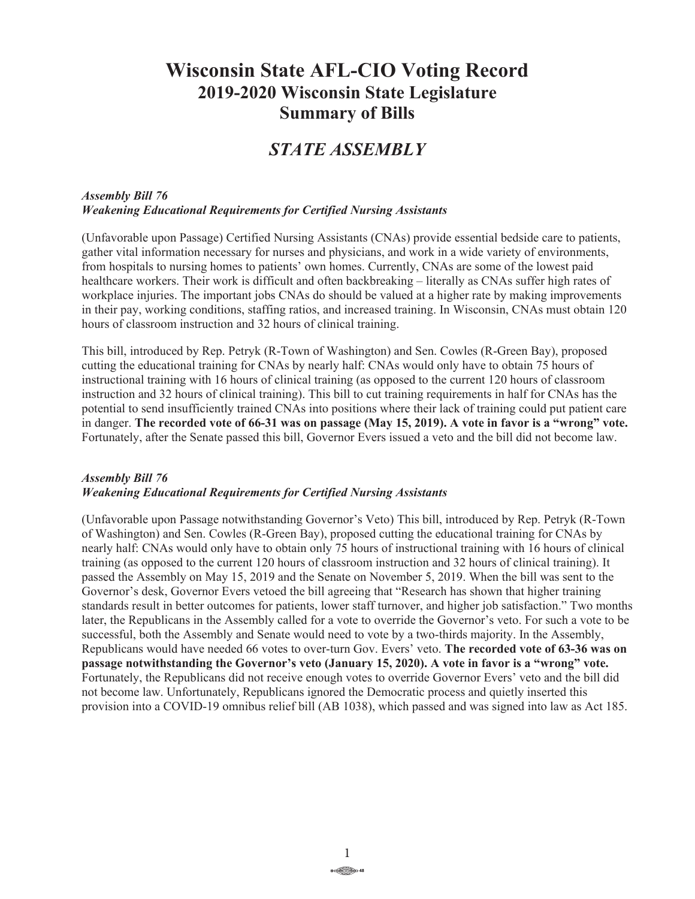# Wisconsin State AFL-CIO Voting Record
## 2019-2020 Wisconsin State Legislature
## Summary of Bills

## *STATE ASSEMBLY*

***Assembly Bill 76***
***Weakening Educational Requirements for Certified Nursing Assistants***

(Unfavorable upon Passage) Certified Nursing Assistants (CNAs) provide essential bedside care to patients, gather vital information necessary for nurses and physicians, and work in a wide variety of environments, from hospitals to nursing homes to patients' own homes. Currently, CNAs are some of the lowest paid healthcare workers. Their work is difficult and often backbreaking – literally as CNAs suffer high rates of workplace injuries. The important jobs CNAs do should be valued at a higher rate by making improvements in their pay, working conditions, staffing ratios, and increased training. In Wisconsin, CNAs must obtain 120 hours of classroom instruction and 32 hours of clinical training.

This bill, introduced by Rep. Petryk (R-Town of Washington) and Sen. Cowles (R-Green Bay), proposed cutting the educational training for CNAs by nearly half: CNAs would only have to obtain 75 hours of instructional training with 16 hours of clinical training (as opposed to the current 120 hours of classroom instruction and 32 hours of clinical training). This bill to cut training requirements in half for CNAs has the potential to send insufficiently trained CNAs into positions where their lack of training could put patient care in danger. **The recorded vote of 66-31 was on passage (May 15, 2019). A vote in favor is a "wrong" vote.** Fortunately, after the Senate passed this bill, Governor Evers issued a veto and the bill did not become law.

***Assembly Bill 76***
***Weakening Educational Requirements for Certified Nursing Assistants***

(Unfavorable upon Passage notwithstanding Governor's Veto) This bill, introduced by Rep. Petryk (R-Town of Washington) and Sen. Cowles (R-Green Bay), proposed cutting the educational training for CNAs by nearly half: CNAs would only have to obtain only 75 hours of instructional training with 16 hours of clinical training (as opposed to the current 120 hours of classroom instruction and 32 hours of clinical training). It passed the Assembly on May 15, 2019 and the Senate on November 5, 2019. When the bill was sent to the Governor's desk, Governor Evers vetoed the bill agreeing that "Research has shown that higher training standards result in better outcomes for patients, lower staff turnover, and higher job satisfaction." Two months later, the Republicans in the Assembly called for a vote to override the Governor's veto. For such a vote to be successful, both the Assembly and Senate would need to vote by a two-thirds majority. In the Assembly, Republicans would have needed 66 votes to over-turn Gov. Evers' veto. **The recorded vote of 63-36 was on passage notwithstanding the Governor's veto (January 15, 2020). A vote in favor is a "wrong" vote.** Fortunately, the Republicans did not receive enough votes to override Governor Evers' veto and the bill did not become law. Unfortunately, Republicans ignored the Democratic process and quietly inserted this provision into a COVID-19 omnibus relief bill (AB 1038), which passed and was signed into law as Act 185.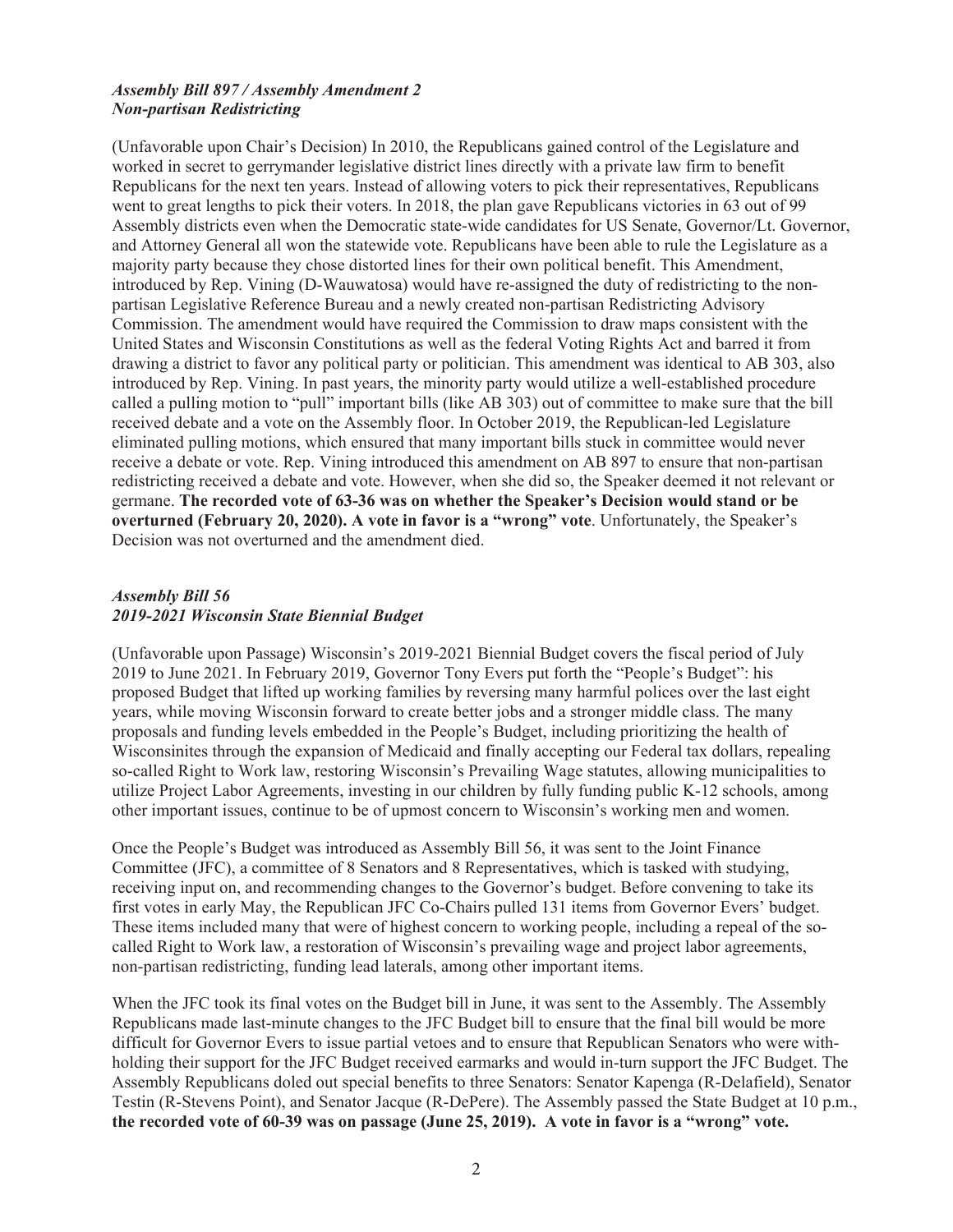***Assembly Bill 897 / Assembly Amendment 2***
***Non-partisan Redistricting***

(Unfavorable upon Chair's Decision) In 2010, the Republicans gained control of the Legislature and worked in secret to gerrymander legislative district lines directly with a private law firm to benefit Republicans for the next ten years. Instead of allowing voters to pick their representatives, Republicans went to great lengths to pick their voters. In 2018, the plan gave Republicans victories in 63 out of 99 Assembly districts even when the Democratic state-wide candidates for US Senate, Governor/Lt. Governor, and Attorney General all won the statewide vote. Republicans have been able to rule the Legislature as a majority party because they chose distorted lines for their own political benefit. This Amendment, introduced by Rep. Vining (D-Wauwatosa) would have re-assigned the duty of redistricting to the non-partisan Legislative Reference Bureau and a newly created non-partisan Redistricting Advisory Commission. The amendment would have required the Commission to draw maps consistent with the United States and Wisconsin Constitutions as well as the federal Voting Rights Act and barred it from drawing a district to favor any political party or politician. This amendment was identical to AB 303, also introduced by Rep. Vining. In past years, the minority party would utilize a well-established procedure called a pulling motion to "pull" important bills (like AB 303) out of committee to make sure that the bill received debate and a vote on the Assembly floor. In October 2019, the Republican-led Legislature eliminated pulling motions, which ensured that many important bills stuck in committee would never receive a debate or vote. Rep. Vining introduced this amendment on AB 897 to ensure that non-partisan redistricting received a debate and vote. However, when she did so, the Speaker deemed it not relevant or germane. **The recorded vote of 63-36 was on whether the Speaker's Decision would stand or be overturned (February 20, 2020). A vote in favor is a "wrong" vote**. Unfortunately, the Speaker's Decision was not overturned and the amendment died.

***Assembly Bill 56***
***2019-2021 Wisconsin State Biennial Budget***

(Unfavorable upon Passage) Wisconsin's 2019-2021 Biennial Budget covers the fiscal period of July 2019 to June 2021. In February 2019, Governor Tony Evers put forth the "People's Budget": his proposed Budget that lifted up working families by reversing many harmful polices over the last eight years, while moving Wisconsin forward to create better jobs and a stronger middle class. The many proposals and funding levels embedded in the People's Budget, including prioritizing the health of Wisconsinites through the expansion of Medicaid and finally accepting our Federal tax dollars, repealing so-called Right to Work law, restoring Wisconsin's Prevailing Wage statutes, allowing municipalities to utilize Project Labor Agreements, investing in our children by fully funding public K-12 schools, among other important issues, continue to be of upmost concern to Wisconsin's working men and women.

Once the People's Budget was introduced as Assembly Bill 56, it was sent to the Joint Finance Committee (JFC), a committee of 8 Senators and 8 Representatives, which is tasked with studying, receiving input on, and recommending changes to the Governor's budget. Before convening to take its first votes in early May, the Republican JFC Co-Chairs pulled 131 items from Governor Evers' budget. These items included many that were of highest concern to working people, including a repeal of the so-called Right to Work law, a restoration of Wisconsin's prevailing wage and project labor agreements, non-partisan redistricting, funding lead laterals, among other important items.

When the JFC took its final votes on the Budget bill in June, it was sent to the Assembly. The Assembly Republicans made last-minute changes to the JFC Budget bill to ensure that the final bill would be more difficult for Governor Evers to issue partial vetoes and to ensure that Republican Senators who were with-holding their support for the JFC Budget received earmarks and would in-turn support the JFC Budget. The Assembly Republicans doled out special benefits to three Senators: Senator Kapenga (R-Delafield), Senator Testin (R-Stevens Point), and Senator Jacque (R-DePere). The Assembly passed the State Budget at 10 p.m., **the recorded vote of 60-39 was on passage (June 25, 2019). A vote in favor is a "wrong" vote.**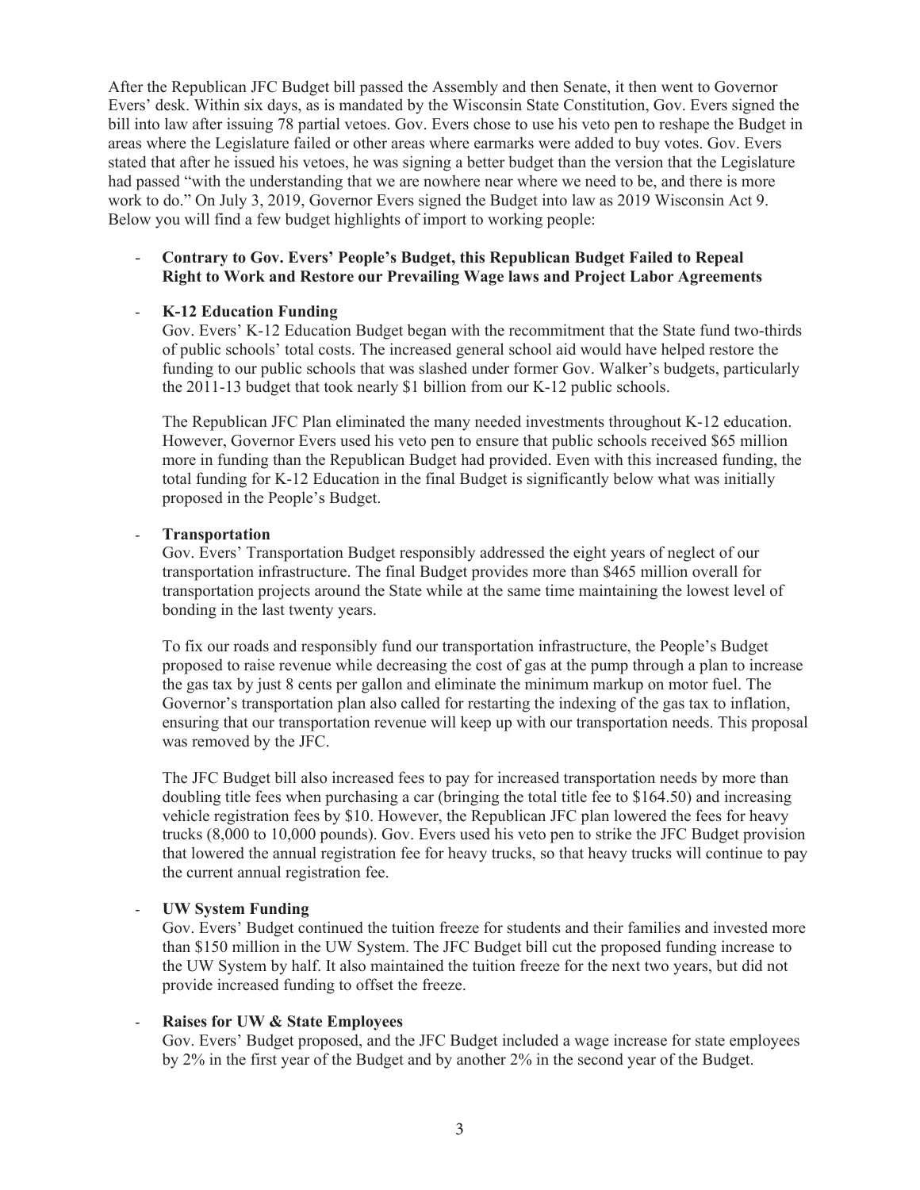After the Republican JFC Budget bill passed the Assembly and then Senate, it then went to Governor Evers' desk. Within six days, as is mandated by the Wisconsin State Constitution, Gov. Evers signed the bill into law after issuing 78 partial vetoes. Gov. Evers chose to use his veto pen to reshape the Budget in areas where the Legislature failed or other areas where earmarks were added to buy votes. Gov. Evers stated that after he issued his vetoes, he was signing a better budget than the version that the Legislature had passed "with the understanding that we are nowhere near where we need to be, and there is more work to do." On July 3, 2019, Governor Evers signed the Budget into law as 2019 Wisconsin Act 9. Below you will find a few budget highlights of import to working people:

- **Contrary to Gov. Evers' People's Budget, this Republican Budget Failed to Repeal Right to Work and Restore our Prevailing Wage laws and Project Labor Agreements**

- **K-12 Education Funding**

  Gov. Evers' K-12 Education Budget began with the recommitment that the State fund two-thirds of public schools' total costs. The increased general school aid would have helped restore the funding to our public schools that was slashed under former Gov. Walker's budgets, particularly the 2011-13 budget that took nearly $1 billion from our K-12 public schools.

  The Republican JFC Plan eliminated the many needed investments throughout K-12 education. However, Governor Evers used his veto pen to ensure that public schools received $65 million more in funding than the Republican Budget had provided. Even with this increased funding, the total funding for K-12 Education in the final Budget is significantly below what was initially proposed in the People's Budget.

- **Transportation**

  Gov. Evers' Transportation Budget responsibly addressed the eight years of neglect of our transportation infrastructure. The final Budget provides more than $465 million overall for transportation projects around the State while at the same time maintaining the lowest level of bonding in the last twenty years.

  To fix our roads and responsibly fund our transportation infrastructure, the People's Budget proposed to raise revenue while decreasing the cost of gas at the pump through a plan to increase the gas tax by just 8 cents per gallon and eliminate the minimum markup on motor fuel. The Governor's transportation plan also called for restarting the indexing of the gas tax to inflation, ensuring that our transportation revenue will keep up with our transportation needs. This proposal was removed by the JFC.

  The JFC Budget bill also increased fees to pay for increased transportation needs by more than doubling title fees when purchasing a car (bringing the total title fee to $164.50) and increasing vehicle registration fees by $10. However, the Republican JFC plan lowered the fees for heavy trucks (8,000 to 10,000 pounds). Gov. Evers used his veto pen to strike the JFC Budget provision that lowered the annual registration fee for heavy trucks, so that heavy trucks will continue to pay the current annual registration fee.

- **UW System Funding**

  Gov. Evers' Budget continued the tuition freeze for students and their families and invested more than $150 million in the UW System. The JFC Budget bill cut the proposed funding increase to the UW System by half. It also maintained the tuition freeze for the next two years, but did not provide increased funding to offset the freeze.

- **Raises for UW & State Employees**

  Gov. Evers' Budget proposed, and the JFC Budget included a wage increase for state employees by 2% in the first year of the Budget and by another 2% in the second year of the Budget.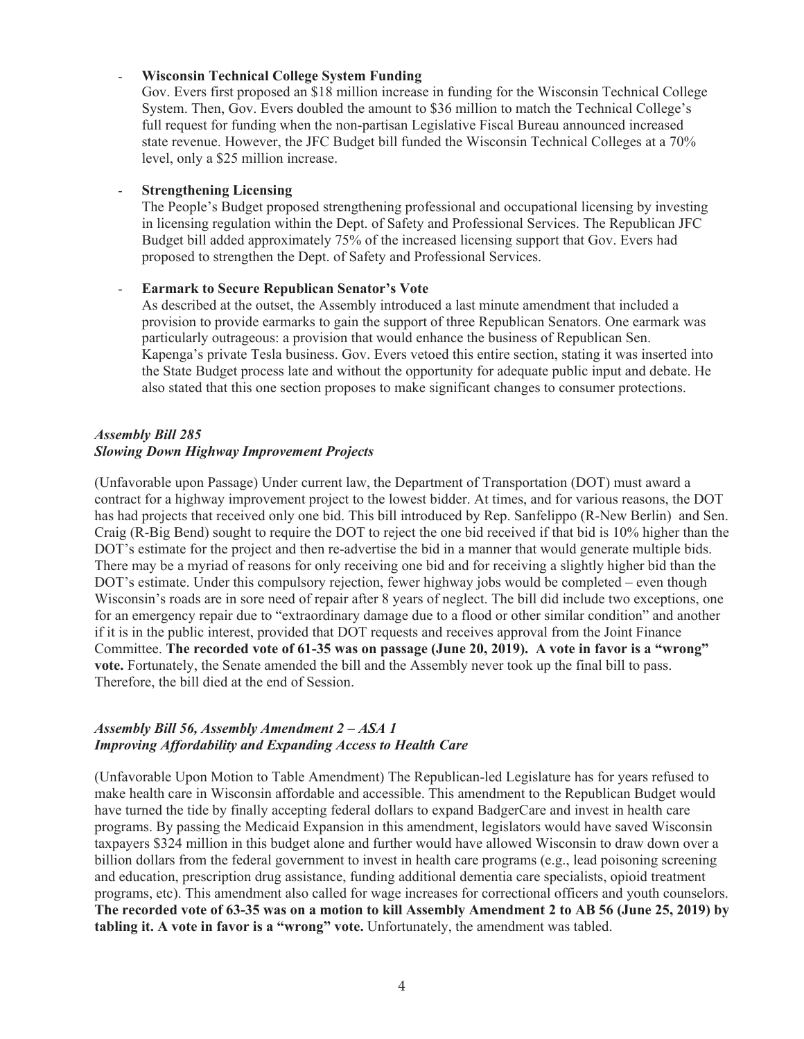- **Wisconsin Technical College System Funding**
  Gov. Evers first proposed an $18 million increase in funding for the Wisconsin Technical College System. Then, Gov. Evers doubled the amount to $36 million to match the Technical College's full request for funding when the non-partisan Legislative Fiscal Bureau announced increased state revenue. However, the JFC Budget bill funded the Wisconsin Technical Colleges at a 70% level, only a $25 million increase.

- **Strengthening Licensing**
  The People's Budget proposed strengthening professional and occupational licensing by investing in licensing regulation within the Dept. of Safety and Professional Services. The Republican JFC Budget bill added approximately 75% of the increased licensing support that Gov. Evers had proposed to strengthen the Dept. of Safety and Professional Services.

- **Earmark to Secure Republican Senator's Vote**
  As described at the outset, the Assembly introduced a last minute amendment that included a provision to provide earmarks to gain the support of three Republican Senators. One earmark was particularly outrageous: a provision that would enhance the business of Republican Sen. Kapenga's private Tesla business. Gov. Evers vetoed this entire section, stating it was inserted into the State Budget process late and without the opportunity for adequate public input and debate. He also stated that this one section proposes to make significant changes to consumer protections.

***Assembly Bill 285***
***Slowing Down Highway Improvement Projects***

(Unfavorable upon Passage) Under current law, the Department of Transportation (DOT) must award a contract for a highway improvement project to the lowest bidder. At times, and for various reasons, the DOT has had projects that received only one bid. This bill introduced by Rep. Sanfelippo (R-New Berlin) and Sen. Craig (R-Big Bend) sought to require the DOT to reject the one bid received if that bid is 10% higher than the DOT's estimate for the project and then re-advertise the bid in a manner that would generate multiple bids. There may be a myriad of reasons for only receiving one bid and for receiving a slightly higher bid than the DOT's estimate. Under this compulsory rejection, fewer highway jobs would be completed – even though Wisconsin's roads are in sore need of repair after 8 years of neglect. The bill did include two exceptions, one for an emergency repair due to "extraordinary damage due to a flood or other similar condition" and another if it is in the public interest, provided that DOT requests and receives approval from the Joint Finance Committee. **The recorded vote of 61-35 was on passage (June 20, 2019). A vote in favor is a "wrong" vote.** Fortunately, the Senate amended the bill and the Assembly never took up the final bill to pass. Therefore, the bill died at the end of Session.

***Assembly Bill 56, Assembly Amendment 2 – ASA 1***
***Improving Affordability and Expanding Access to Health Care***

(Unfavorable Upon Motion to Table Amendment) The Republican-led Legislature has for years refused to make health care in Wisconsin affordable and accessible. This amendment to the Republican Budget would have turned the tide by finally accepting federal dollars to expand BadgerCare and invest in health care programs. By passing the Medicaid Expansion in this amendment, legislators would have saved Wisconsin taxpayers $324 million in this budget alone and further would have allowed Wisconsin to draw down over a billion dollars from the federal government to invest in health care programs (e.g., lead poisoning screening and education, prescription drug assistance, funding additional dementia care specialists, opioid treatment programs, etc). This amendment also called for wage increases for correctional officers and youth counselors. **The recorded vote of 63-35 was on a motion to kill Assembly Amendment 2 to AB 56 (June 25, 2019) by tabling it. A vote in favor is a "wrong" vote.** Unfortunately, the amendment was tabled.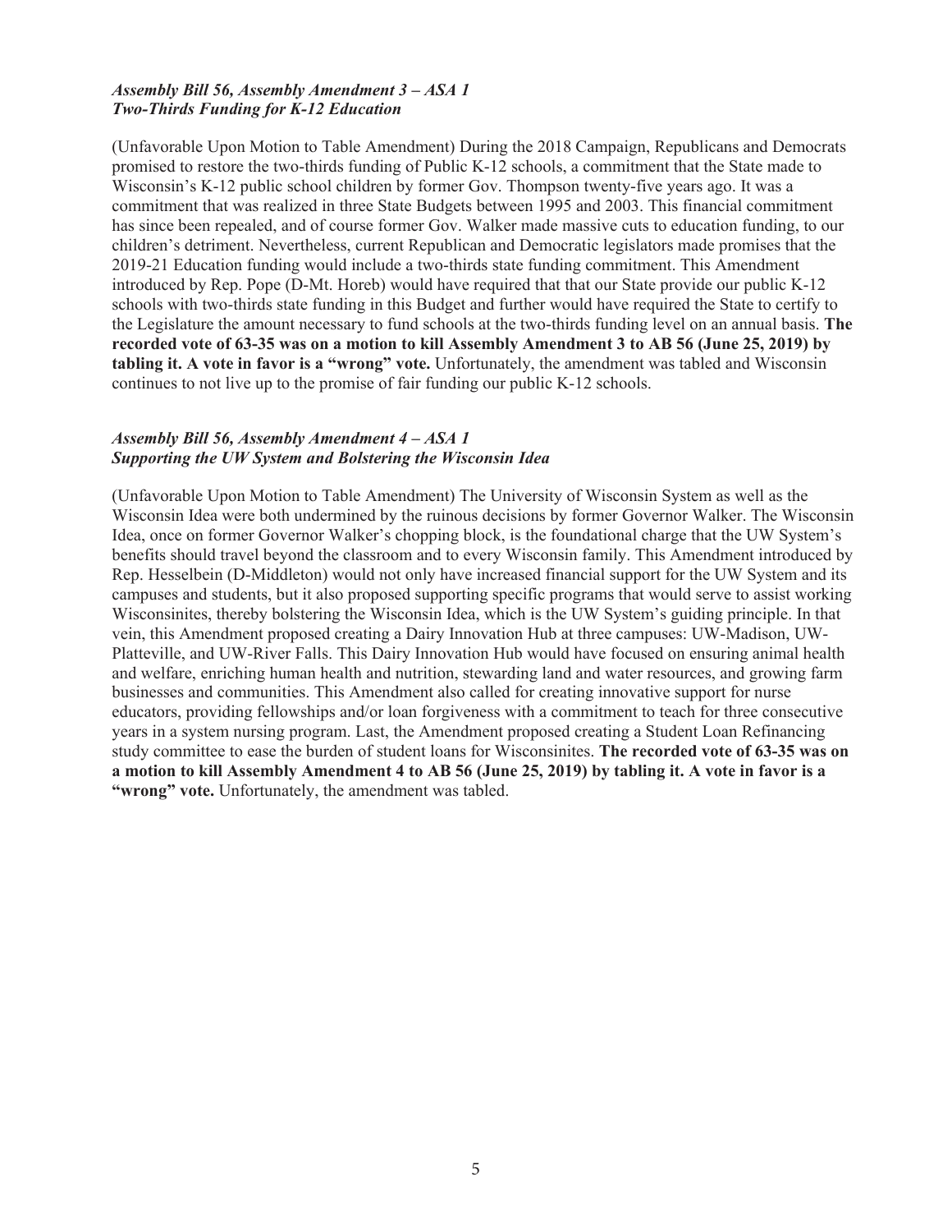***Assembly Bill 56, Assembly Amendment 3 – ASA 1***
***Two-Thirds Funding for K-12 Education***

(Unfavorable Upon Motion to Table Amendment) During the 2018 Campaign, Republicans and Democrats promised to restore the two-thirds funding of Public K-12 schools, a commitment that the State made to Wisconsin's K-12 public school children by former Gov. Thompson twenty-five years ago. It was a commitment that was realized in three State Budgets between 1995 and 2003. This financial commitment has since been repealed, and of course former Gov. Walker made massive cuts to education funding, to our children's detriment. Nevertheless, current Republican and Democratic legislators made promises that the 2019-21 Education funding would include a two-thirds state funding commitment. This Amendment introduced by Rep. Pope (D-Mt. Horeb) would have required that that our State provide our public K-12 schools with two-thirds state funding in this Budget and further would have required the State to certify to the Legislature the amount necessary to fund schools at the two-thirds funding level on an annual basis. **The recorded vote of 63-35 was on a motion to kill Assembly Amendment 3 to AB 56 (June 25, 2019) by tabling it. A vote in favor is a "wrong" vote.** Unfortunately, the amendment was tabled and Wisconsin continues to not live up to the promise of fair funding our public K-12 schools.

***Assembly Bill 56, Assembly Amendment 4 – ASA 1***
***Supporting the UW System and Bolstering the Wisconsin Idea***

(Unfavorable Upon Motion to Table Amendment) The University of Wisconsin System as well as the Wisconsin Idea were both undermined by the ruinous decisions by former Governor Walker. The Wisconsin Idea, once on former Governor Walker's chopping block, is the foundational charge that the UW System's benefits should travel beyond the classroom and to every Wisconsin family. This Amendment introduced by Rep. Hesselbein (D-Middleton) would not only have increased financial support for the UW System and its campuses and students, but it also proposed supporting specific programs that would serve to assist working Wisconsinites, thereby bolstering the Wisconsin Idea, which is the UW System's guiding principle. In that vein, this Amendment proposed creating a Dairy Innovation Hub at three campuses: UW-Madison, UW-Platteville, and UW-River Falls. This Dairy Innovation Hub would have focused on ensuring animal health and welfare, enriching human health and nutrition, stewarding land and water resources, and growing farm businesses and communities. This Amendment also called for creating innovative support for nurse educators, providing fellowships and/or loan forgiveness with a commitment to teach for three consecutive years in a system nursing program. Last, the Amendment proposed creating a Student Loan Refinancing study committee to ease the burden of student loans for Wisconsinites. **The recorded vote of 63-35 was on a motion to kill Assembly Amendment 4 to AB 56 (June 25, 2019) by tabling it. A vote in favor is a "wrong" vote.** Unfortunately, the amendment was tabled.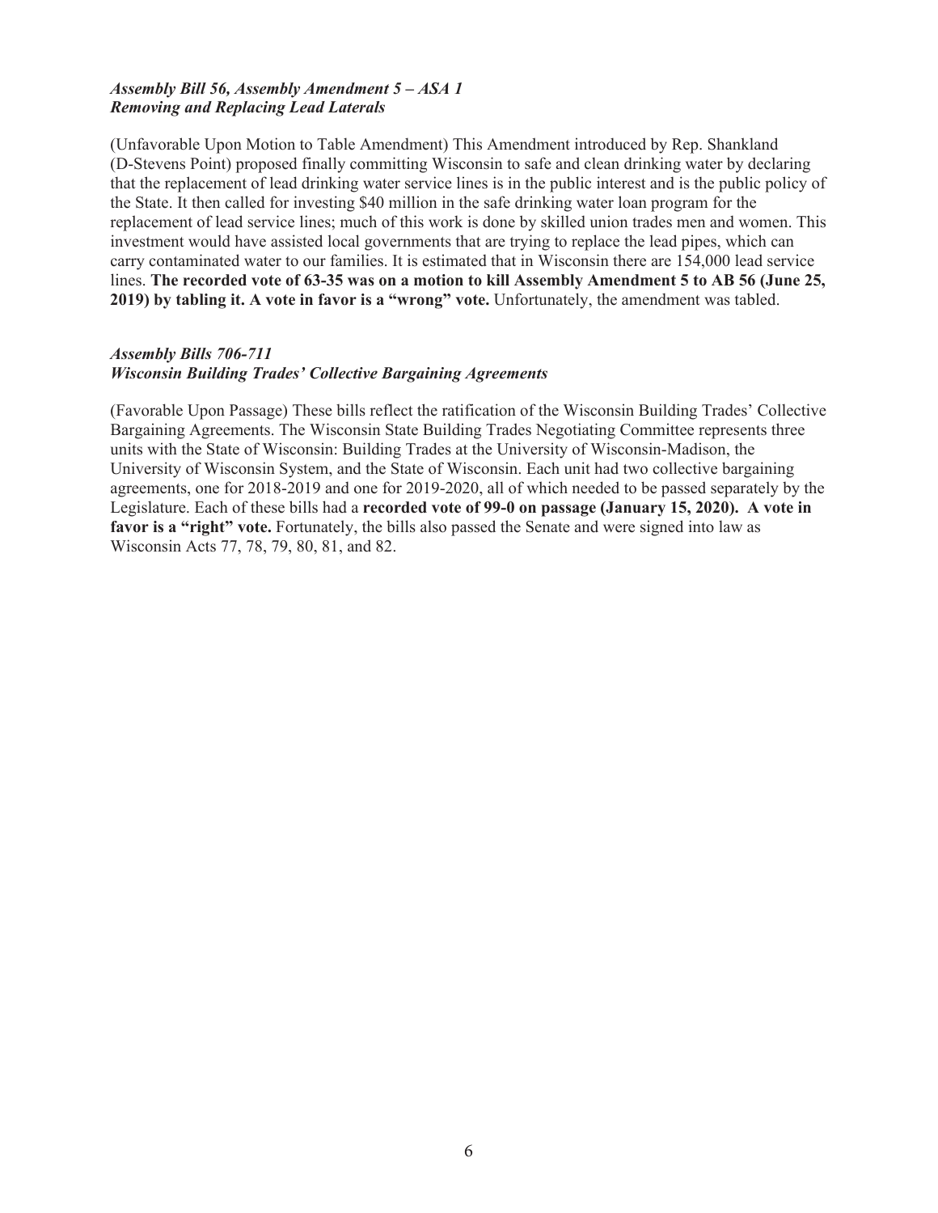***Assembly Bill 56, Assembly Amendment 5 – ASA 1***
***Removing and Replacing Lead Laterals***

(Unfavorable Upon Motion to Table Amendment) This Amendment introduced by Rep. Shankland (D-Stevens Point) proposed finally committing Wisconsin to safe and clean drinking water by declaring that the replacement of lead drinking water service lines is in the public interest and is the public policy of the State. It then called for investing $40 million in the safe drinking water loan program for the replacement of lead service lines; much of this work is done by skilled union trades men and women. This investment would have assisted local governments that are trying to replace the lead pipes, which can carry contaminated water to our families. It is estimated that in Wisconsin there are 154,000 lead service lines. **The recorded vote of 63-35 was on a motion to kill Assembly Amendment 5 to AB 56 (June 25, 2019) by tabling it. A vote in favor is a "wrong" vote.** Unfortunately, the amendment was tabled.

***Assembly Bills 706-711***
***Wisconsin Building Trades' Collective Bargaining Agreements***

(Favorable Upon Passage) These bills reflect the ratification of the Wisconsin Building Trades' Collective Bargaining Agreements. The Wisconsin State Building Trades Negotiating Committee represents three units with the State of Wisconsin: Building Trades at the University of Wisconsin-Madison, the University of Wisconsin System, and the State of Wisconsin. Each unit had two collective bargaining agreements, one for 2018-2019 and one for 2019-2020, all of which needed to be passed separately by the Legislature. Each of these bills had a **recorded vote of 99-0 on passage (January 15, 2020). A vote in favor is a "right" vote.** Fortunately, the bills also passed the Senate and were signed into law as Wisconsin Acts 77, 78, 79, 80, 81, and 82.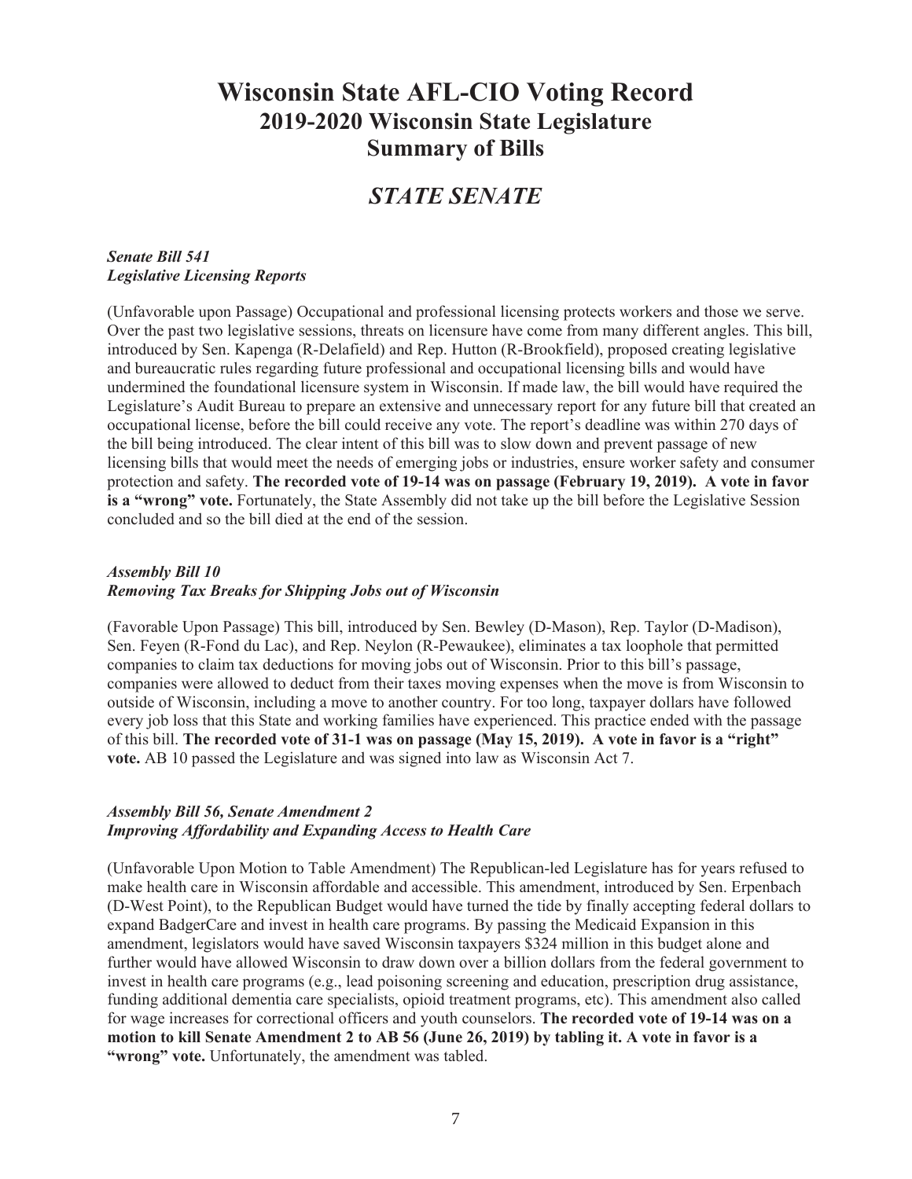# Wisconsin State AFL-CIO Voting Record
## 2019-2020 Wisconsin State Legislature
## Summary of Bills

## *STATE SENATE*

***Senate Bill 541***
***Legislative Licensing Reports***

(Unfavorable upon Passage) Occupational and professional licensing protects workers and those we serve. Over the past two legislative sessions, threats on licensure have come from many different angles. This bill, introduced by Sen. Kapenga (R-Delafield) and Rep. Hutton (R-Brookfield), proposed creating legislative and bureaucratic rules regarding future professional and occupational licensing bills and would have undermined the foundational licensure system in Wisconsin. If made law, the bill would have required the Legislature's Audit Bureau to prepare an extensive and unnecessary report for any future bill that created an occupational license, before the bill could receive any vote. The report's deadline was within 270 days of the bill being introduced. The clear intent of this bill was to slow down and prevent passage of new licensing bills that would meet the needs of emerging jobs or industries, ensure worker safety and consumer protection and safety. **The recorded vote of 19-14 was on passage (February 19, 2019). A vote in favor is a "wrong" vote.** Fortunately, the State Assembly did not take up the bill before the Legislative Session concluded and so the bill died at the end of the session.

***Assembly Bill 10***
***Removing Tax Breaks for Shipping Jobs out of Wisconsin***

(Favorable Upon Passage) This bill, introduced by Sen. Bewley (D-Mason), Rep. Taylor (D-Madison), Sen. Feyen (R-Fond du Lac), and Rep. Neylon (R-Pewaukee), eliminates a tax loophole that permitted companies to claim tax deductions for moving jobs out of Wisconsin. Prior to this bill's passage, companies were allowed to deduct from their taxes moving expenses when the move is from Wisconsin to outside of Wisconsin, including a move to another country. For too long, taxpayer dollars have followed every job loss that this State and working families have experienced. This practice ended with the passage of this bill. **The recorded vote of 31-1 was on passage (May 15, 2019). A vote in favor is a "right" vote.** AB 10 passed the Legislature and was signed into law as Wisconsin Act 7.

***Assembly Bill 56, Senate Amendment 2***
***Improving Affordability and Expanding Access to Health Care***

(Unfavorable Upon Motion to Table Amendment) The Republican-led Legislature has for years refused to make health care in Wisconsin affordable and accessible. This amendment, introduced by Sen. Erpenbach (D-West Point), to the Republican Budget would have turned the tide by finally accepting federal dollars to expand BadgerCare and invest in health care programs. By passing the Medicaid Expansion in this amendment, legislators would have saved Wisconsin taxpayers $324 million in this budget alone and further would have allowed Wisconsin to draw down over a billion dollars from the federal government to invest in health care programs (e.g., lead poisoning screening and education, prescription drug assistance, funding additional dementia care specialists, opioid treatment programs, etc). This amendment also called for wage increases for correctional officers and youth counselors. **The recorded vote of 19-14 was on a motion to kill Senate Amendment 2 to AB 56 (June 26, 2019) by tabling it. A vote in favor is a "wrong" vote.** Unfortunately, the amendment was tabled.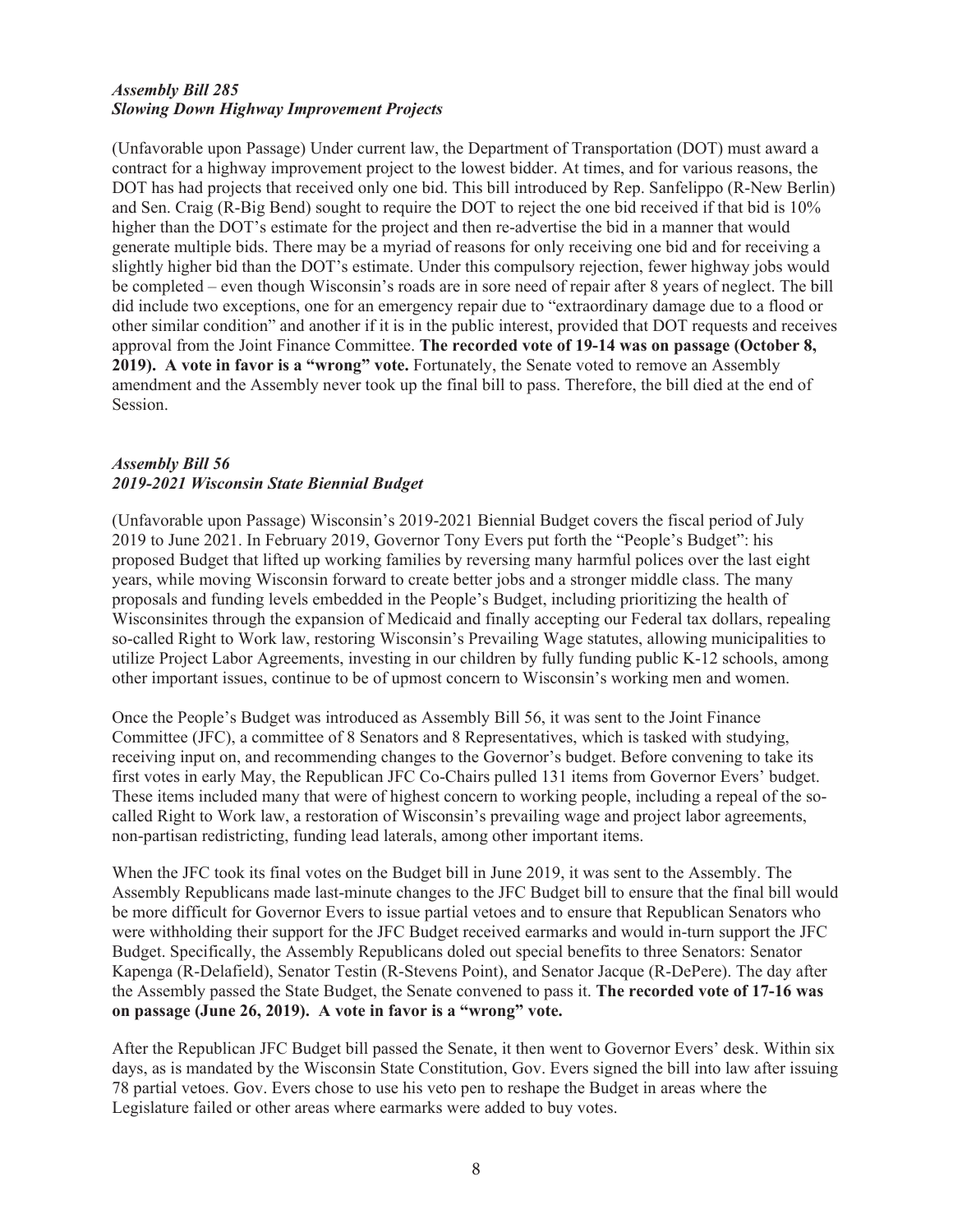***Assembly Bill 285***
***Slowing Down Highway Improvement Projects***

(Unfavorable upon Passage) Under current law, the Department of Transportation (DOT) must award a contract for a highway improvement project to the lowest bidder. At times, and for various reasons, the DOT has had projects that received only one bid. This bill introduced by Rep. Sanfelippo (R-New Berlin) and Sen. Craig (R-Big Bend) sought to require the DOT to reject the one bid received if that bid is 10% higher than the DOT's estimate for the project and then re-advertise the bid in a manner that would generate multiple bids. There may be a myriad of reasons for only receiving one bid and for receiving a slightly higher bid than the DOT's estimate. Under this compulsory rejection, fewer highway jobs would be completed – even though Wisconsin's roads are in sore need of repair after 8 years of neglect. The bill did include two exceptions, one for an emergency repair due to "extraordinary damage due to a flood or other similar condition" and another if it is in the public interest, provided that DOT requests and receives approval from the Joint Finance Committee. **The recorded vote of 19-14 was on passage (October 8, 2019). A vote in favor is a "wrong" vote.** Fortunately, the Senate voted to remove an Assembly amendment and the Assembly never took up the final bill to pass. Therefore, the bill died at the end of Session.

***Assembly Bill 56***
***2019-2021 Wisconsin State Biennial Budget***

(Unfavorable upon Passage) Wisconsin's 2019-2021 Biennial Budget covers the fiscal period of July 2019 to June 2021. In February 2019, Governor Tony Evers put forth the "People's Budget": his proposed Budget that lifted up working families by reversing many harmful polices over the last eight years, while moving Wisconsin forward to create better jobs and a stronger middle class. The many proposals and funding levels embedded in the People's Budget, including prioritizing the health of Wisconsinites through the expansion of Medicaid and finally accepting our Federal tax dollars, repealing so-called Right to Work law, restoring Wisconsin's Prevailing Wage statutes, allowing municipalities to utilize Project Labor Agreements, investing in our children by fully funding public K-12 schools, among other important issues, continue to be of upmost concern to Wisconsin's working men and women.

Once the People's Budget was introduced as Assembly Bill 56, it was sent to the Joint Finance Committee (JFC), a committee of 8 Senators and 8 Representatives, which is tasked with studying, receiving input on, and recommending changes to the Governor's budget. Before convening to take its first votes in early May, the Republican JFC Co-Chairs pulled 131 items from Governor Evers' budget. These items included many that were of highest concern to working people, including a repeal of the so-called Right to Work law, a restoration of Wisconsin's prevailing wage and project labor agreements, non-partisan redistricting, funding lead laterals, among other important items.

When the JFC took its final votes on the Budget bill in June 2019, it was sent to the Assembly. The Assembly Republicans made last-minute changes to the JFC Budget bill to ensure that the final bill would be more difficult for Governor Evers to issue partial vetoes and to ensure that Republican Senators who were withholding their support for the JFC Budget received earmarks and would in-turn support the JFC Budget. Specifically, the Assembly Republicans doled out special benefits to three Senators: Senator Kapenga (R-Delafield), Senator Testin (R-Stevens Point), and Senator Jacque (R-DePere). The day after the Assembly passed the State Budget, the Senate convened to pass it. **The recorded vote of 17-16 was on passage (June 26, 2019). A vote in favor is a "wrong" vote.**

After the Republican JFC Budget bill passed the Senate, it then went to Governor Evers' desk. Within six days, as is mandated by the Wisconsin State Constitution, Gov. Evers signed the bill into law after issuing 78 partial vetoes. Gov. Evers chose to use his veto pen to reshape the Budget in areas where the Legislature failed or other areas where earmarks were added to buy votes.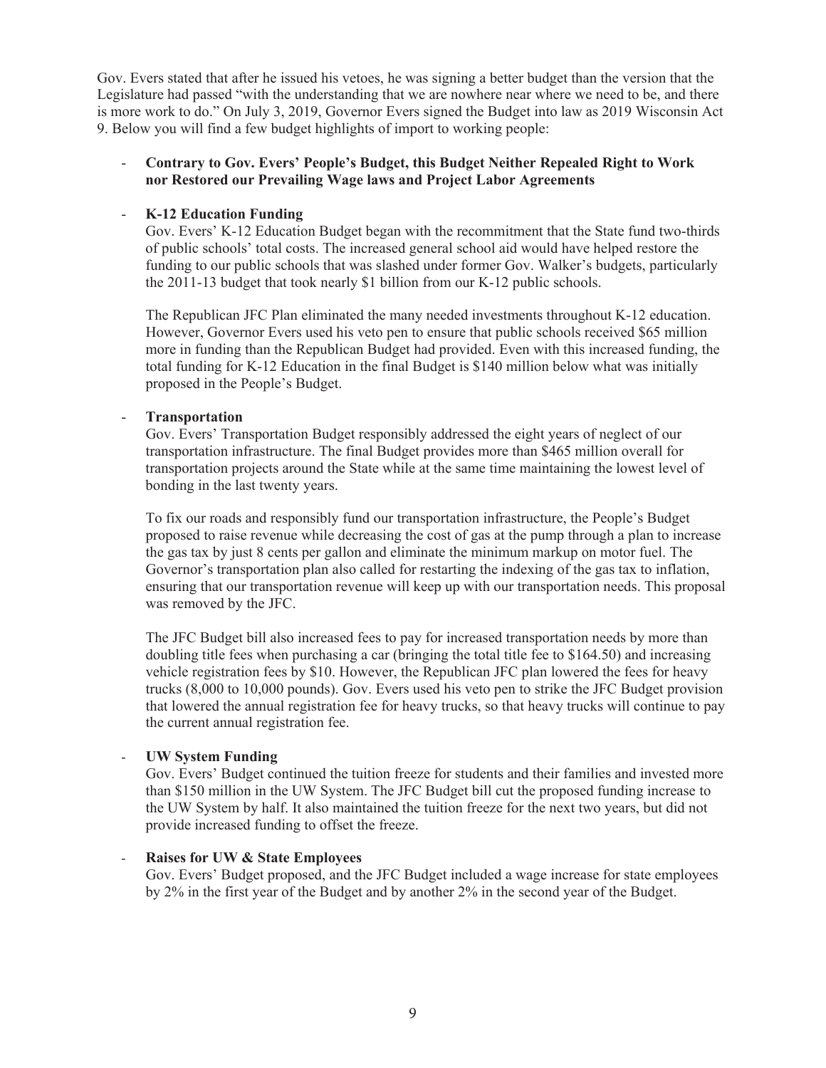Gov. Evers stated that after he issued his vetoes, he was signing a better budget than the version that the Legislature had passed "with the understanding that we are nowhere near where we need to be, and there is more work to do." On July 3, 2019, Governor Evers signed the Budget into law as 2019 Wisconsin Act 9. Below you will find a few budget highlights of import to working people:

- **Contrary to Gov. Evers' People's Budget, this Budget Neither Repealed Right to Work nor Restored our Prevailing Wage laws and Project Labor Agreements**

- **K-12 Education Funding**

  Gov. Evers' K-12 Education Budget began with the recommitment that the State fund two-thirds of public schools' total costs. The increased general school aid would have helped restore the funding to our public schools that was slashed under former Gov. Walker's budgets, particularly the 2011-13 budget that took nearly $1 billion from our K-12 public schools.

  The Republican JFC Plan eliminated the many needed investments throughout K-12 education. However, Governor Evers used his veto pen to ensure that public schools received $65 million more in funding than the Republican Budget had provided. Even with this increased funding, the total funding for K-12 Education in the final Budget is $140 million below what was initially proposed in the People's Budget.

- **Transportation**

  Gov. Evers' Transportation Budget responsibly addressed the eight years of neglect of our transportation infrastructure. The final Budget provides more than $465 million overall for transportation projects around the State while at the same time maintaining the lowest level of bonding in the last twenty years.

  To fix our roads and responsibly fund our transportation infrastructure, the People's Budget proposed to raise revenue while decreasing the cost of gas at the pump through a plan to increase the gas tax by just 8 cents per gallon and eliminate the minimum markup on motor fuel. The Governor's transportation plan also called for restarting the indexing of the gas tax to inflation, ensuring that our transportation revenue will keep up with our transportation needs. This proposal was removed by the JFC.

  The JFC Budget bill also increased fees to pay for increased transportation needs by more than doubling title fees when purchasing a car (bringing the total title fee to $164.50) and increasing vehicle registration fees by $10. However, the Republican JFC plan lowered the fees for heavy trucks (8,000 to 10,000 pounds). Gov. Evers used his veto pen to strike the JFC Budget provision that lowered the annual registration fee for heavy trucks, so that heavy trucks will continue to pay the current annual registration fee.

- **UW System Funding**

  Gov. Evers' Budget continued the tuition freeze for students and their families and invested more than $150 million in the UW System. The JFC Budget bill cut the proposed funding increase to the UW System by half. It also maintained the tuition freeze for the next two years, but did not provide increased funding to offset the freeze.

- **Raises for UW & State Employees**

  Gov. Evers' Budget proposed, and the JFC Budget included a wage increase for state employees by 2% in the first year of the Budget and by another 2% in the second year of the Budget.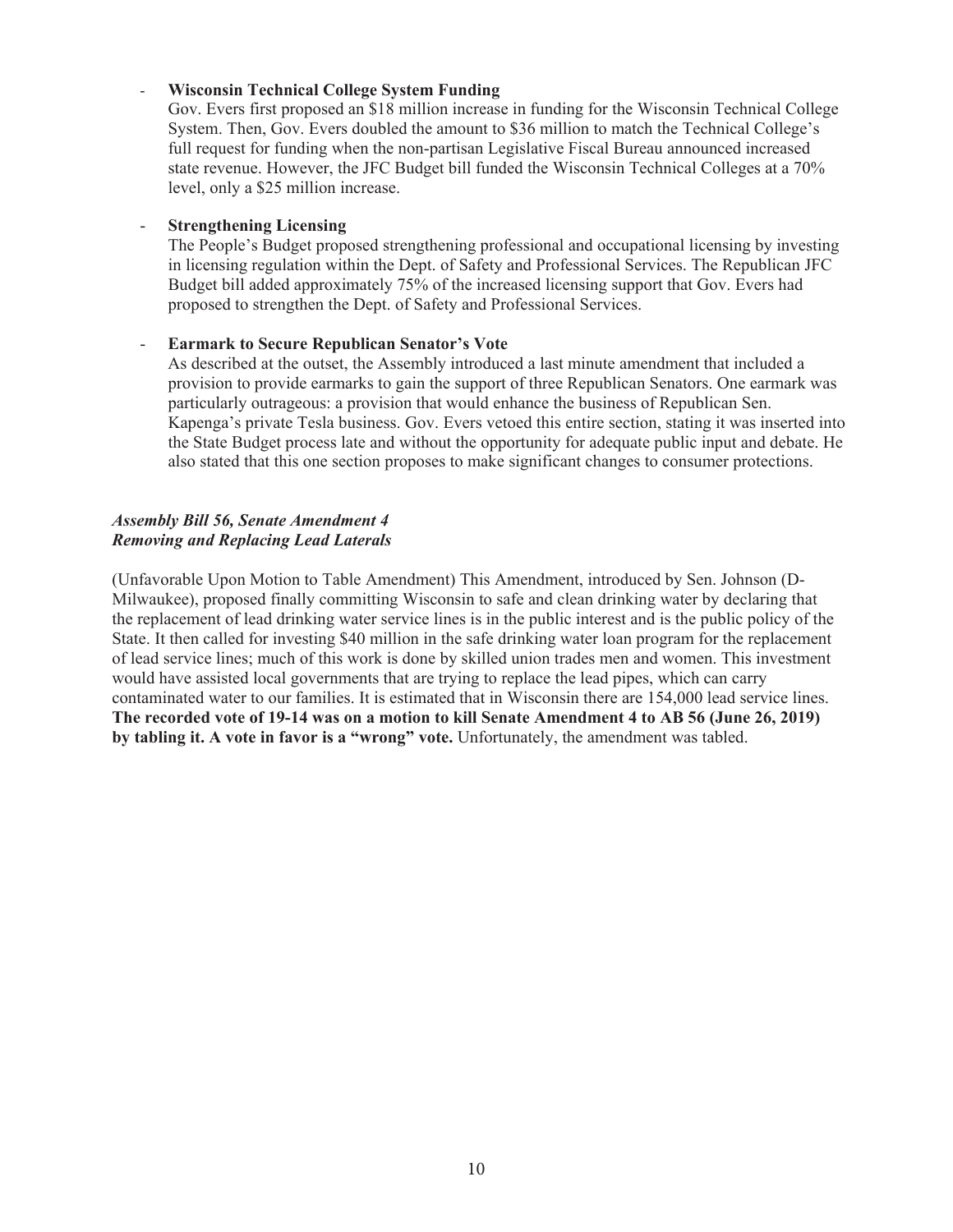- **Wisconsin Technical College System Funding**
  Gov. Evers first proposed an $18 million increase in funding for the Wisconsin Technical College System. Then, Gov. Evers doubled the amount to $36 million to match the Technical College's full request for funding when the non-partisan Legislative Fiscal Bureau announced increased state revenue. However, the JFC Budget bill funded the Wisconsin Technical Colleges at a 70% level, only a $25 million increase.

- **Strengthening Licensing**
  The People's Budget proposed strengthening professional and occupational licensing by investing in licensing regulation within the Dept. of Safety and Professional Services. The Republican JFC Budget bill added approximately 75% of the increased licensing support that Gov. Evers had proposed to strengthen the Dept. of Safety and Professional Services.

- **Earmark to Secure Republican Senator's Vote**
  As described at the outset, the Assembly introduced a last minute amendment that included a provision to provide earmarks to gain the support of three Republican Senators. One earmark was particularly outrageous: a provision that would enhance the business of Republican Sen. Kapenga's private Tesla business. Gov. Evers vetoed this entire section, stating it was inserted into the State Budget process late and without the opportunity for adequate public input and debate. He also stated that this one section proposes to make significant changes to consumer protections.

***Assembly Bill 56, Senate Amendment 4***
***Removing and Replacing Lead Laterals***

(Unfavorable Upon Motion to Table Amendment) This Amendment, introduced by Sen. Johnson (D-Milwaukee), proposed finally committing Wisconsin to safe and clean drinking water by declaring that the replacement of lead drinking water service lines is in the public interest and is the public policy of the State. It then called for investing $40 million in the safe drinking water loan program for the replacement of lead service lines; much of this work is done by skilled union trades men and women. This investment would have assisted local governments that are trying to replace the lead pipes, which can carry contaminated water to our families. It is estimated that in Wisconsin there are 154,000 lead service lines. **The recorded vote of 19-14 was on a motion to kill Senate Amendment 4 to AB 56 (June 26, 2019) by tabling it. A vote in favor is a "wrong" vote.** Unfortunately, the amendment was tabled.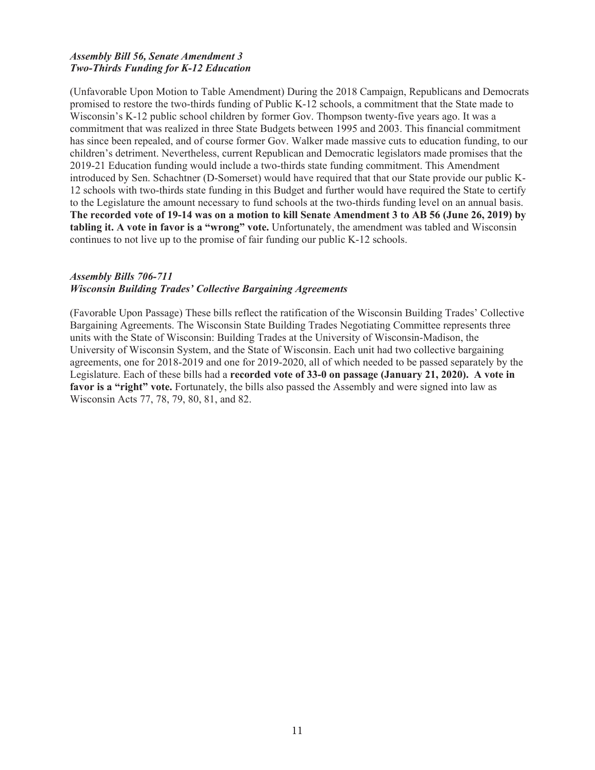***Assembly Bill 56, Senate Amendment 3***
***Two-Thirds Funding for K-12 Education***

(Unfavorable Upon Motion to Table Amendment) During the 2018 Campaign, Republicans and Democrats promised to restore the two-thirds funding of Public K-12 schools, a commitment that the State made to Wisconsin's K-12 public school children by former Gov. Thompson twenty-five years ago. It was a commitment that was realized in three State Budgets between 1995 and 2003. This financial commitment has since been repealed, and of course former Gov. Walker made massive cuts to education funding, to our children's detriment. Nevertheless, current Republican and Democratic legislators made promises that the 2019-21 Education funding would include a two-thirds state funding commitment. This Amendment introduced by Sen. Schachtner (D-Somerset) would have required that that our State provide our public K-12 schools with two-thirds state funding in this Budget and further would have required the State to certify to the Legislature the amount necessary to fund schools at the two-thirds funding level on an annual basis. **The recorded vote of 19-14 was on a motion to kill Senate Amendment 3 to AB 56 (June 26, 2019) by tabling it. A vote in favor is a "wrong" vote.** Unfortunately, the amendment was tabled and Wisconsin continues to not live up to the promise of fair funding our public K-12 schools.

***Assembly Bills 706-711***
***Wisconsin Building Trades' Collective Bargaining Agreements***

(Favorable Upon Passage) These bills reflect the ratification of the Wisconsin Building Trades' Collective Bargaining Agreements. The Wisconsin State Building Trades Negotiating Committee represents three units with the State of Wisconsin: Building Trades at the University of Wisconsin-Madison, the University of Wisconsin System, and the State of Wisconsin. Each unit had two collective bargaining agreements, one for 2018-2019 and one for 2019-2020, all of which needed to be passed separately by the Legislature. Each of these bills had a **recorded vote of 33-0 on passage (January 21, 2020). A vote in favor is a "right" vote.** Fortunately, the bills also passed the Assembly and were signed into law as Wisconsin Acts 77, 78, 79, 80, 81, and 82.